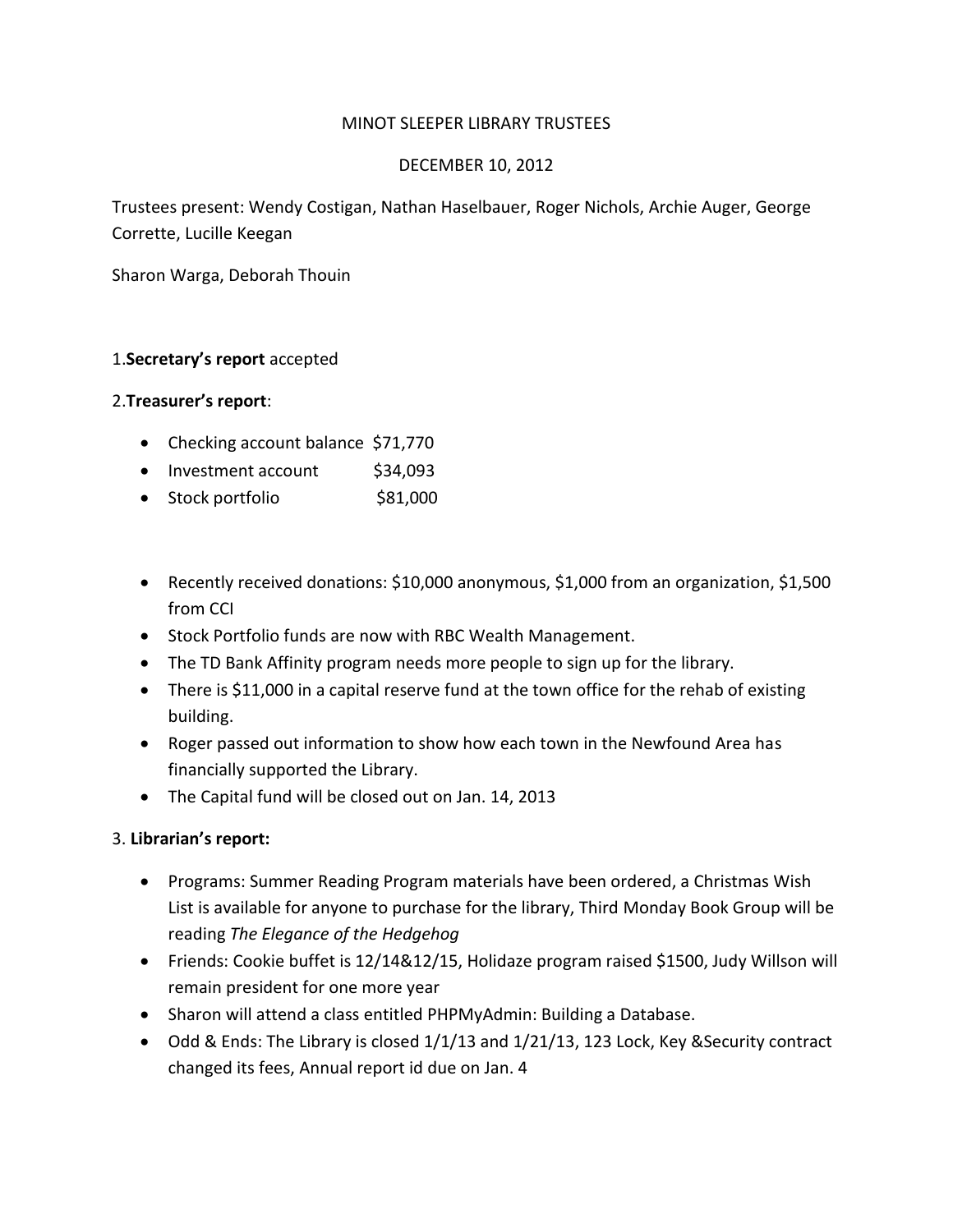MINOT SLEEPER LIBRARY TRUSTEES

DECEMBER 10, 2012

Trustees present: Wendy Costigan, Nathan Haselbauer, Roger Nichols, Archie Auger, George Corrette, Lucille Keegan

Sharon Warga, Deborah Thouin

1.**Secretary's report** accepted

2.**Treasurer's report**:

- Checking account balance $71,770
- Investment account $34,093
- Stock portfolio $81,000

- Recently received donations: $10,000 anonymous, $1,000 from an organization, $1,500 from CCI
- Stock Portfolio funds are now with RBC Wealth Management.
- The TD Bank Affinity program needs more people to sign up for the library.
- There is $11,000 in a capital reserve fund at the town office for the rehab of existing building.
- Roger passed out information to show how each town in the Newfound Area has financially supported the Library.
- The Capital fund will be closed out on Jan. 14, 2013

3. **Librarian's report:**

- Programs: Summer Reading Program materials have been ordered, a Christmas Wish List is available for anyone to purchase for the library, Third Monday Book Group will be reading *The Elegance of the Hedgehog*
- Friends: Cookie buffet is 12/14&12/15, Holidaze program raised $1500, Judy Willson will remain president for one more year
- Sharon will attend a class entitled PHPMyAdmin: Building a Database.
- Odd & Ends: The Library is closed 1/1/13 and 1/21/13, 123 Lock, Key &Security contract changed its fees, Annual report id due on Jan. 4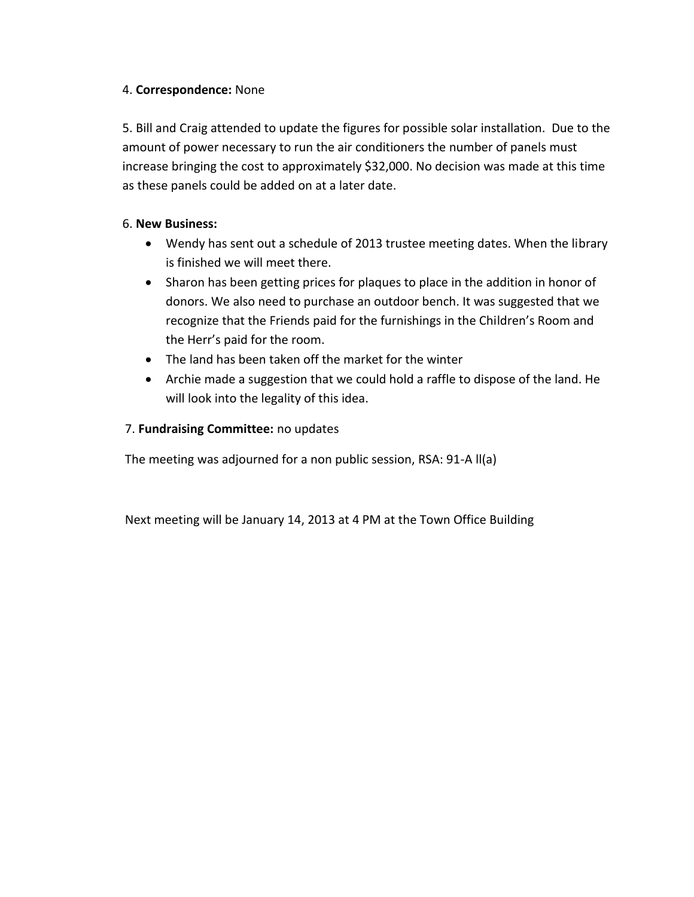4. **Correspondence:** None

5. Bill and Craig attended to update the figures for possible solar installation. Due to the amount of power necessary to run the air conditioners the number of panels must increase bringing the cost to approximately $32,000. No decision was made at this time as these panels could be added on at a later date.

6. **New Business:**

- Wendy has sent out a schedule of 2013 trustee meeting dates. When the library is finished we will meet there.
- Sharon has been getting prices for plaques to place in the addition in honor of donors. We also need to purchase an outdoor bench. It was suggested that we recognize that the Friends paid for the furnishings in the Children's Room and the Herr's paid for the room.
- The land has been taken off the market for the winter
- Archie made a suggestion that we could hold a raffle to dispose of the land. He will look into the legality of this idea.

7. **Fundraising Committee:** no updates

The meeting was adjourned for a non public session, RSA: 91-A ll(a)

Next meeting will be January 14, 2013 at 4 PM at the Town Office Building